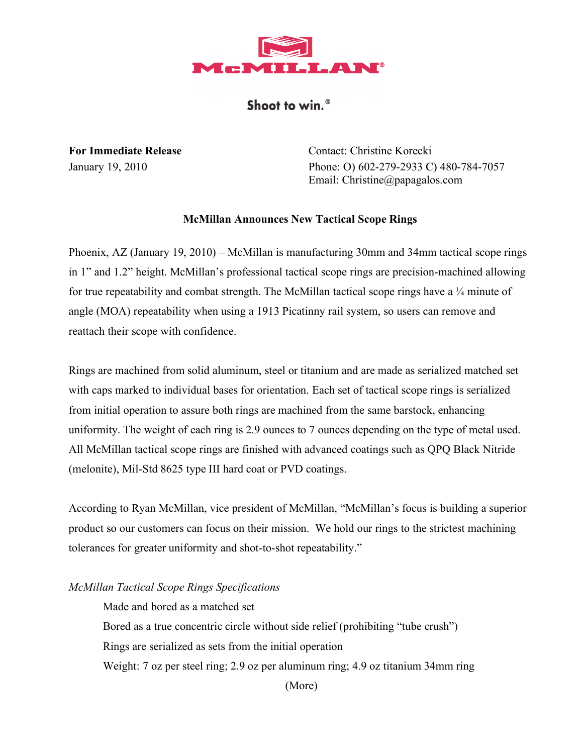McMILLAN®

Shoot to win.®

**For Immediate Release**
January 19, 2010

Contact: Christine Korecki
Phone: O) 602-279-2933 C) 480-784-7057
Email: Christine@papagalos.com

**McMillan Announces New Tactical Scope Rings**

Phoenix, AZ (January 19, 2010) – McMillan is manufacturing 30mm and 34mm tactical scope rings in 1" and 1.2" height. McMillan's professional tactical scope rings are precision-machined allowing for true repeatability and combat strength. The McMillan tactical scope rings have a ¼ minute of angle (MOA) repeatability when using a 1913 Picatinny rail system, so users can remove and reattach their scope with confidence.

Rings are machined from solid aluminum, steel or titanium and are made as serialized matched set with caps marked to individual bases for orientation. Each set of tactical scope rings is serialized from initial operation to assure both rings are machined from the same barstock, enhancing uniformity. The weight of each ring is 2.9 ounces to 7 ounces depending on the type of metal used. All McMillan tactical scope rings are finished with advanced coatings such as QPQ Black Nitride (melonite), Mil-Std 8625 type III hard coat or PVD coatings.

According to Ryan McMillan, vice president of McMillan, "McMillan's focus is building a superior product so our customers can focus on their mission.  We hold our rings to the strictest machining tolerances for greater uniformity and shot-to-shot repeatability."

*McMillan Tactical Scope Rings Specifications*

- Made and bored as a matched set
- Bored as a true concentric circle without side relief (prohibiting "tube crush")
- Rings are serialized as sets from the initial operation
- Weight: 7 oz per steel ring; 2.9 oz per aluminum ring; 4.9 oz titanium 34mm ring

(More)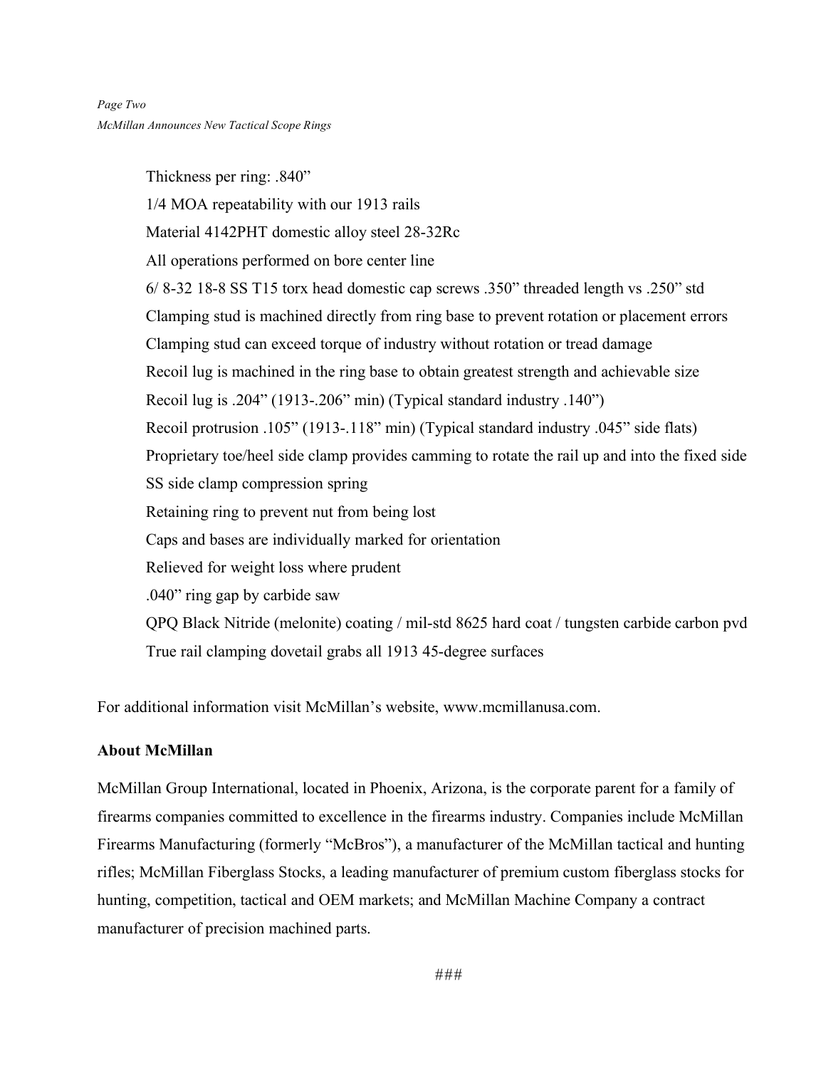Thickness per ring: .840”

1/4 MOA repeatability with our 1913 rails

Material 4142PHT domestic alloy steel 28-32Rc

All operations performed on bore center line

6/ 8-32 18-8 SS T15 torx head domestic cap screws .350” threaded length vs .250” std

Clamping stud is machined directly from ring base to prevent rotation or placement errors

Clamping stud can exceed torque of industry without rotation or tread damage

Recoil lug is machined in the ring base to obtain greatest strength and achievable size

Recoil lug is .204” (1913-.206” min) (Typical standard industry .140”)

Recoil protrusion .105” (1913-.118” min) (Typical standard industry .045” side flats)

Proprietary toe/heel side clamp provides camming to rotate the rail up and into the fixed side

SS side clamp compression spring

Retaining ring to prevent nut from being lost

Caps and bases are individually marked for orientation

Relieved for weight loss where prudent

.040” ring gap by carbide saw

QPQ Black Nitride (melonite) coating / mil-std 8625 hard coat / tungsten carbide carbon pvd

True rail clamping dovetail grabs all 1913 45-degree surfaces

For additional information visit McMillan’s website, www.mcmillanusa.com.

**About McMillan**

McMillan Group International, located in Phoenix, Arizona, is the corporate parent for a family of firearms companies committed to excellence in the firearms industry. Companies include McMillan Firearms Manufacturing (formerly “McBros”), a manufacturer of the McMillan tactical and hunting rifles; McMillan Fiberglass Stocks, a leading manufacturer of premium custom fiberglass stocks for hunting, competition, tactical and OEM markets; and McMillan Machine Company a contract manufacturer of precision machined parts.

###